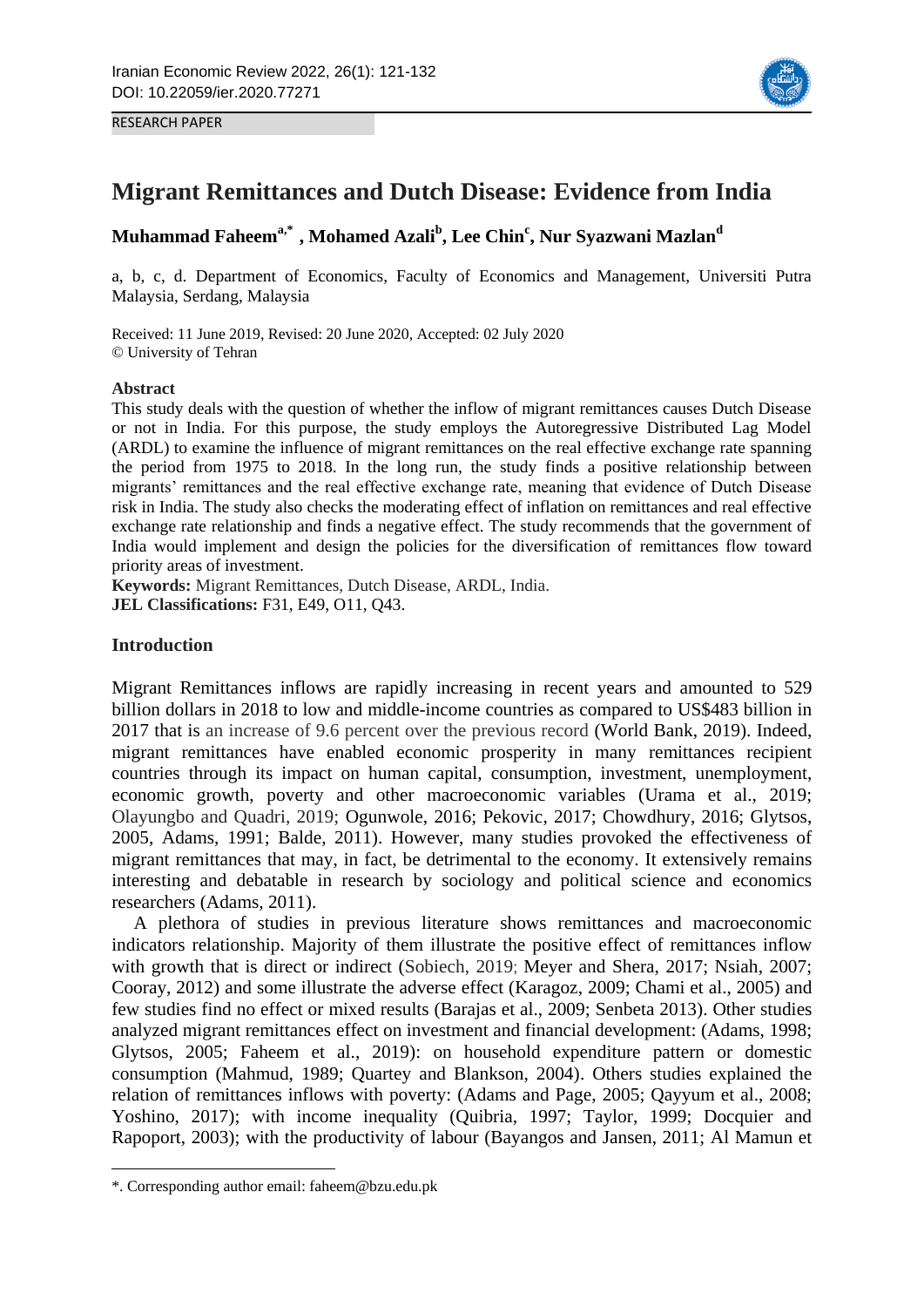RESEARCH PAPER

# Migrant Remittances and Dutch Disease: Evidence from India

**Muhammad Faheem[a,*], Mohamed Azali[b], Lee Chin[c], Nur Syazwani Mazlan[d]**

a, b, c, d. Department of Economics, Faculty of Economics and Management, Universiti Putra Malaysia, Serdang, Malaysia

Received: 11 June 2019, Revised: 20 June 2020, Accepted: 02 July 2020
© University of Tehran

### Abstract

This study deals with the question of whether the inflow of migrant remittances causes Dutch Disease or not in India. For this purpose, the study employs the Autoregressive Distributed Lag Model (ARDL) to examine the influence of migrant remittances on the real effective exchange rate spanning the period from 1975 to 2018. In the long run, the study finds a positive relationship between migrants' remittances and the real effective exchange rate, meaning that evidence of Dutch Disease risk in India. The study also checks the moderating effect of inflation on remittances and real effective exchange rate relationship and finds a negative effect. The study recommends that the government of India would implement and design the policies for the diversification of remittances flow toward priority areas of investment.

**Keywords:** Migrant Remittances, Dutch Disease, ARDL, India.
**JEL Classifications:** F31, E49, O11, Q43.

## Introduction

Migrant Remittances inflows are rapidly increasing in recent years and amounted to 529 billion dollars in 2018 to low and middle-income countries as compared to US$483 billion in 2017 that is an increase of 9.6 percent over the previous record (World Bank, 2019). Indeed, migrant remittances have enabled economic prosperity in many remittances recipient countries through its impact on human capital, consumption, investment, unemployment, economic growth, poverty and other macroeconomic variables (Urama et al., 2019; Olayungbo and Quadri, 2019; Ogunwole, 2016; Pekovic, 2017; Chowdhury, 2016; Glytsos, 2005, Adams, 1991; Balde, 2011). However, many studies provoked the effectiveness of migrant remittances that may, in fact, be detrimental to the economy. It extensively remains interesting and debatable in research by sociology and political science and economics researchers (Adams, 2011).

A plethora of studies in previous literature shows remittances and macroeconomic indicators relationship. Majority of them illustrate the positive effect of remittances inflow with growth that is direct or indirect (Sobiech, 2019; Meyer and Shera, 2017; Nsiah, 2007; Cooray, 2012) and some illustrate the adverse effect (Karagoz, 2009; Chami et al., 2005) and few studies find no effect or mixed results (Barajas et al., 2009; Senbeta 2013). Other studies analyzed migrant remittances effect on investment and financial development: (Adams, 1998; Glytsos, 2005; Faheem et al., 2019): on household expenditure pattern or domestic consumption (Mahmud, 1989; Quartey and Blankson, 2004). Others studies explained the relation of remittances inflows with poverty: (Adams and Page, 2005; Qayyum et al., 2008; Yoshino, 2017); with income inequality (Quibria, 1997; Taylor, 1999; Docquier and Rapoport, 2003); with the productivity of labour (Bayangos and Jansen, 2011; Al Mamun et

*. Corresponding author email: faheem@bzu.edu.pk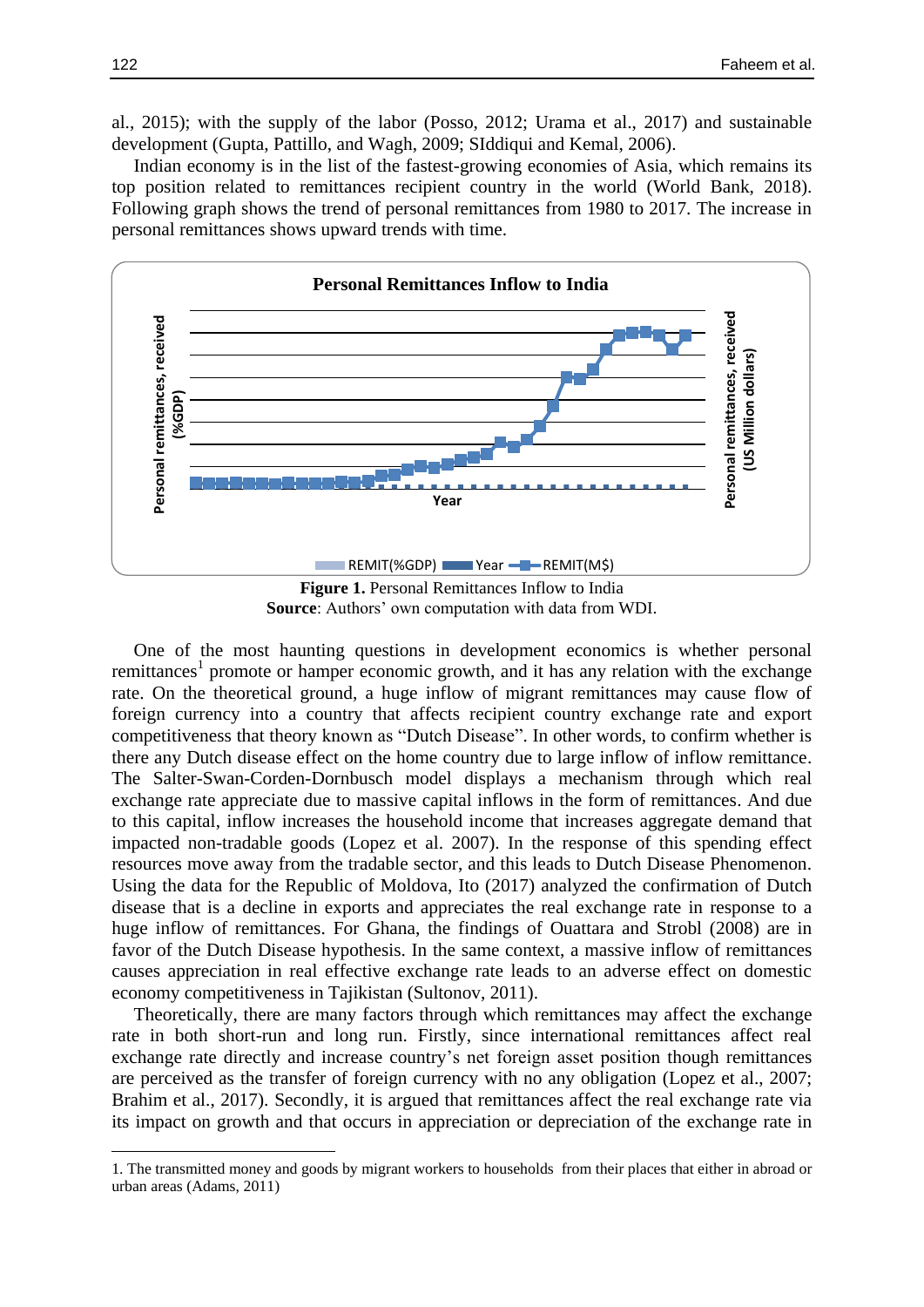al., 2015); with the supply of the labor (Posso, 2012; Urama et al., 2017) and sustainable development (Gupta, Pattillo, and Wagh, 2009; SIddiqui and Kemal, 2006).

Indian economy is in the list of the fastest-growing economies of Asia, which remains its top position related to remittances recipient country in the world (World Bank, 2018). Following graph shows the trend of personal remittances from 1980 to 2017. The increase in personal remittances shows upward trends with time.

**Figure 1.** Personal Remittances Inflow to India
**Source**: Authors' own computation with data from WDI.

One of the most haunting questions in development economics is whether personal remittances[1] promote or hamper economic growth, and it has any relation with the exchange rate. On the theoretical ground, a huge inflow of migrant remittances may cause flow of foreign currency into a country that affects recipient country exchange rate and export competitiveness that theory known as "Dutch Disease". In other words, to confirm whether is there any Dutch disease effect on the home country due to large inflow of inflow remittance. The Salter-Swan-Corden-Dornbusch model displays a mechanism through which real exchange rate appreciate due to massive capital inflows in the form of remittances. And due to this capital, inflow increases the household income that increases aggregate demand that impacted non-tradable goods (Lopez et al. 2007). In the response of this spending effect resources move away from the tradable sector, and this leads to Dutch Disease Phenomenon. Using the data for the Republic of Moldova, Ito (2017) analyzed the confirmation of Dutch disease that is a decline in exports and appreciates the real exchange rate in response to a huge inflow of remittances. For Ghana, the findings of Ouattara and Strobl (2008) are in favor of the Dutch Disease hypothesis. In the same context, a massive inflow of remittances causes appreciation in real effective exchange rate leads to an adverse effect on domestic economy competitiveness in Tajikistan (Sultonov, 2011).

Theoretically, there are many factors through which remittances may affect the exchange rate in both short-run and long run. Firstly, since international remittances affect real exchange rate directly and increase country's net foreign asset position though remittances are perceived as the transfer of foreign currency with no any obligation (Lopez et al., 2007; Brahim et al., 2017). Secondly, it is argued that remittances affect the real exchange rate via its impact on growth and that occurs in appreciation or depreciation of the exchange rate in

---

1. The transmitted money and goods by migrant workers to households from their places that either in abroad or urban areas (Adams, 2011)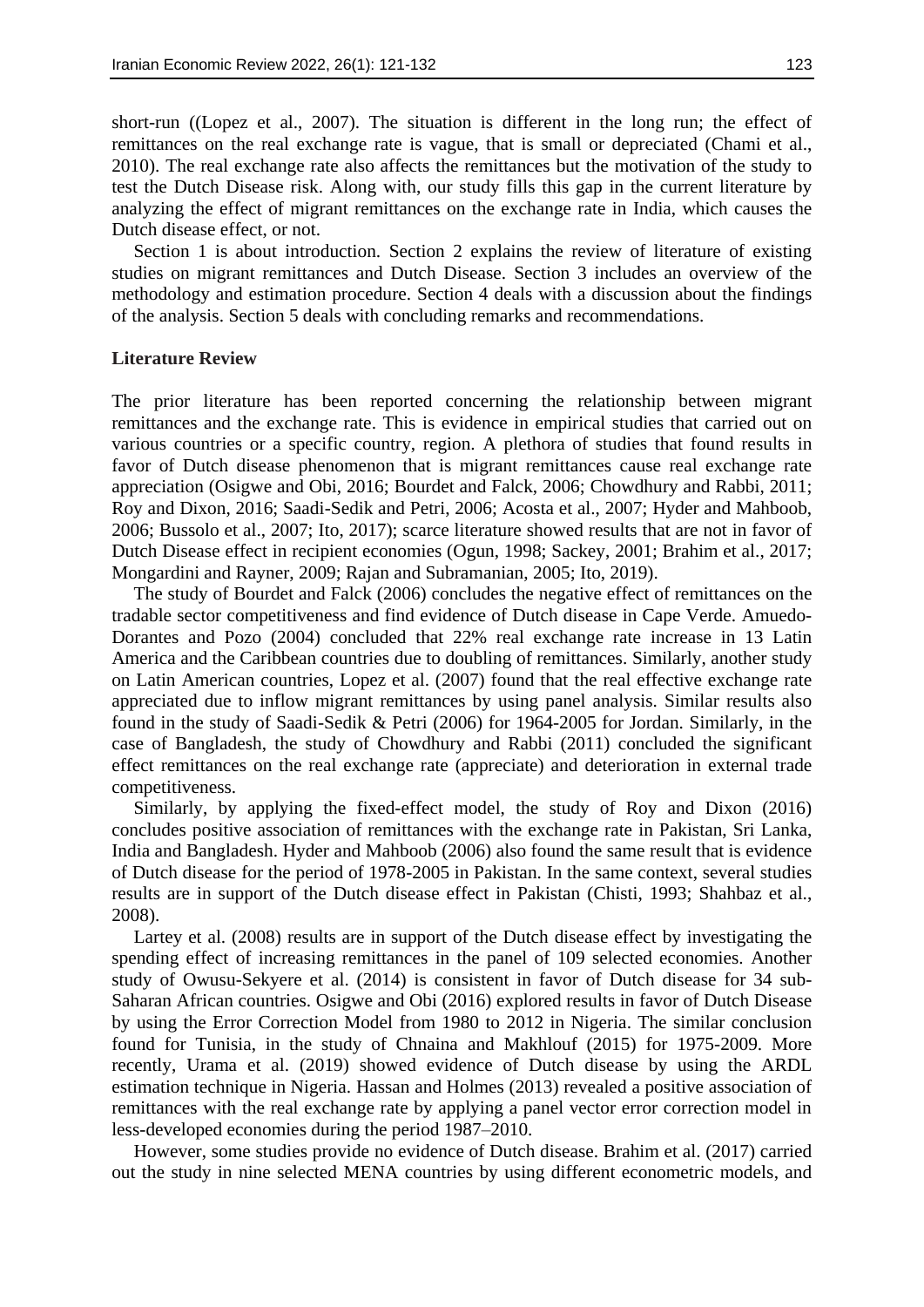short-run ((Lopez et al., 2007). The situation is different in the long run; the effect of remittances on the real exchange rate is vague, that is small or depreciated (Chami et al., 2010). The real exchange rate also affects the remittances but the motivation of the study to test the Dutch Disease risk. Along with, our study fills this gap in the current literature by analyzing the effect of migrant remittances on the exchange rate in India, which causes the Dutch disease effect, or not.

Section 1 is about introduction. Section 2 explains the review of literature of existing studies on migrant remittances and Dutch Disease. Section 3 includes an overview of the methodology and estimation procedure. Section 4 deals with a discussion about the findings of the analysis. Section 5 deals with concluding remarks and recommendations.

## Literature Review

The prior literature has been reported concerning the relationship between migrant remittances and the exchange rate. This is evidence in empirical studies that carried out on various countries or a specific country, region. A plethora of studies that found results in favor of Dutch disease phenomenon that is migrant remittances cause real exchange rate appreciation (Osigwe and Obi, 2016; Bourdet and Falck, 2006; Chowdhury and Rabbi, 2011; Roy and Dixon, 2016; Saadi-Sedik and Petri, 2006; Acosta et al., 2007; Hyder and Mahboob, 2006; Bussolo et al., 2007; Ito, 2017); scarce literature showed results that are not in favor of Dutch Disease effect in recipient economies (Ogun, 1998; Sackey, 2001; Brahim et al., 2017; Mongardini and Rayner, 2009; Rajan and Subramanian, 2005; Ito, 2019).

The study of Bourdet and Falck (2006) concludes the negative effect of remittances on the tradable sector competitiveness and find evidence of Dutch disease in Cape Verde. Amuedo-Dorantes and Pozo (2004) concluded that 22% real exchange rate increase in 13 Latin America and the Caribbean countries due to doubling of remittances. Similarly, another study on Latin American countries, Lopez et al. (2007) found that the real effective exchange rate appreciated due to inflow migrant remittances by using panel analysis. Similar results also found in the study of Saadi-Sedik & Petri (2006) for 1964-2005 for Jordan. Similarly, in the case of Bangladesh, the study of Chowdhury and Rabbi (2011) concluded the significant effect remittances on the real exchange rate (appreciate) and deterioration in external trade competitiveness.

Similarly, by applying the fixed-effect model, the study of Roy and Dixon (2016) concludes positive association of remittances with the exchange rate in Pakistan, Sri Lanka, India and Bangladesh. Hyder and Mahboob (2006) also found the same result that is evidence of Dutch disease for the period of 1978-2005 in Pakistan. In the same context, several studies results are in support of the Dutch disease effect in Pakistan (Chisti, 1993; Shahbaz et al., 2008).

Lartey et al. (2008) results are in support of the Dutch disease effect by investigating the spending effect of increasing remittances in the panel of 109 selected economies. Another study of Owusu-Sekyere et al. (2014) is consistent in favor of Dutch disease for 34 sub-Saharan African countries. Osigwe and Obi (2016) explored results in favor of Dutch Disease by using the Error Correction Model from 1980 to 2012 in Nigeria. The similar conclusion found for Tunisia, in the study of Chnaina and Makhlouf (2015) for 1975-2009. More recently, Urama et al. (2019) showed evidence of Dutch disease by using the ARDL estimation technique in Nigeria. Hassan and Holmes (2013) revealed a positive association of remittances with the real exchange rate by applying a panel vector error correction model in less-developed economies during the period 1987–2010.

However, some studies provide no evidence of Dutch disease. Brahim et al. (2017) carried out the study in nine selected MENA countries by using different econometric models, and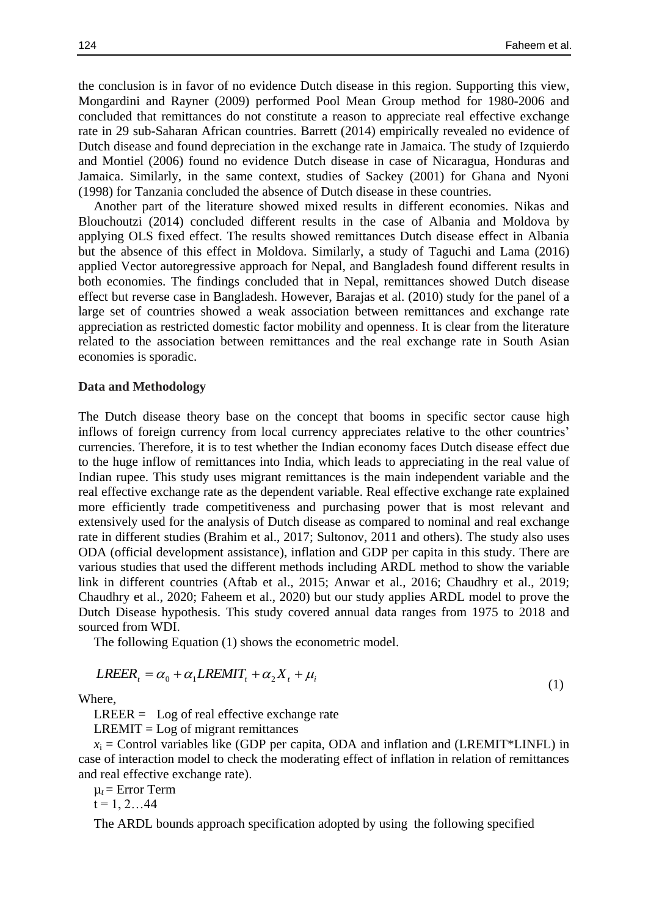the conclusion is in favor of no evidence Dutch disease in this region. Supporting this view, Mongardini and Rayner (2009) performed Pool Mean Group method for 1980-2006 and concluded that remittances do not constitute a reason to appreciate real effective exchange rate in 29 sub-Saharan African countries. Barrett (2014) empirically revealed no evidence of Dutch disease and found depreciation in the exchange rate in Jamaica. The study of Izquierdo and Montiel (2006) found no evidence Dutch disease in case of Nicaragua, Honduras and Jamaica. Similarly, in the same context, studies of Sackey (2001) for Ghana and Nyoni (1998) for Tanzania concluded the absence of Dutch disease in these countries.

Another part of the literature showed mixed results in different economies. Nikas and Blouchoutzi (2014) concluded different results in the case of Albania and Moldova by applying OLS fixed effect. The results showed remittances Dutch disease effect in Albania but the absence of this effect in Moldova. Similarly, a study of Taguchi and Lama (2016) applied Vector autoregressive approach for Nepal, and Bangladesh found different results in both economies. The findings concluded that in Nepal, remittances showed Dutch disease effect but reverse case in Bangladesh. However, Barajas et al. (2010) study for the panel of a large set of countries showed a weak association between remittances and exchange rate appreciation as restricted domestic factor mobility and openness. It is clear from the literature related to the association between remittances and the real exchange rate in South Asian economies is sporadic.

**Data and Methodology**

The Dutch disease theory base on the concept that booms in specific sector cause high inflows of foreign currency from local currency appreciates relative to the other countries' currencies. Therefore, it is to test whether the Indian economy faces Dutch disease effect due to the huge inflow of remittances into India, which leads to appreciating in the real value of Indian rupee. This study uses migrant remittances is the main independent variable and the real effective exchange rate as the dependent variable. Real effective exchange rate explained more efficiently trade competitiveness and purchasing power that is most relevant and extensively used for the analysis of Dutch disease as compared to nominal and real exchange rate in different studies (Brahim et al., 2017; Sultonov, 2011 and others). The study also uses ODA (official development assistance), inflation and GDP per capita in this study. There are various studies that used the different methods including ARDL method to show the variable link in different countries (Aftab et al., 2015; Anwar et al., 2016; Chaudhry et al., 2019; Chaudhry et al., 2020; Faheem et al., 2020) but our study applies ARDL model to prove the Dutch Disease hypothesis. This study covered annual data ranges from 1975 to 2018 and sourced from WDI.

The following Equation (1) shows the econometric model.

$$LREER_t = \alpha_0 + \alpha_1 LREMIT_t + \alpha_2 X_t + \mu_i \tag{1}$$

Where,

LREER = Log of real effective exchange rate

LREMIT = Log of migrant remittances

$x_i$ = Control variables like (GDP per capita, ODA and inflation and (LREMIT*LINFL) in case of interaction model to check the moderating effect of inflation in relation of remittances and real effective exchange rate).

$\mu_t$ = Error Term

t = 1, 2…44

The ARDL bounds approach specification adopted by using the following specified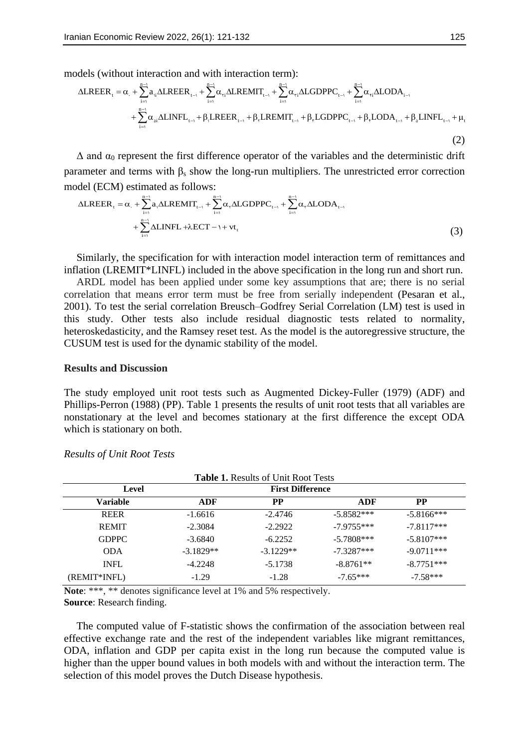models (without interaction and with interaction term):

$$\Delta LREER_t = \alpha_0 + \sum_{i=1}^{n-1} a_{1i}\Delta LREER_{t-1} + \sum_{i=1}^{n-1} \alpha_{2i}\Delta LREMIT_{t-1} + \sum_{i=1}^{n-1} \alpha_{3i}\Delta LGDPPC_{t-1} + \sum_{i=1}^{n-1} \alpha_{4i}\Delta LODA_{t-1}$$
$$+ \sum_{i=1}^{n-1} \alpha_{5i}\Delta LINFL_{t-1} + \beta_1 LREER_{t-1} + \beta_2 LREMIT_{t-1} + \beta_3 LGDPPC_{t-1} + \beta_4 LODA_{t-1} + \beta_5 LINFL_{t-1} + \mu_t \tag{2}$$

$\Delta$ and $\alpha_0$ represent the first difference operator of the variables and the deterministic drift parameter and terms with $\beta_s$ show the long-run multipliers. The unrestricted error correction model (ECM) estimated as follows:

$$\Delta LREER_t = \alpha_0 + \sum_{i=1}^{n-1} a_1 \Delta LREMIT_{t-1} + \sum_{i=1}^{n-1} \alpha_2 \Delta LGDPPC_{t-1} + \sum_{i=1}^{n-1} \alpha_3 \Delta LODA_{t-1}$$
$$+ \sum_{i=1}^{n-1} \Delta LINFL + \lambda ECT - 1 + vt_t \tag{3}$$

Similarly, the specification for with interaction model interaction term of remittances and inflation (LREMIT*LINFL) included in the above specification in the long run and short run.

ARDL model has been applied under some key assumptions that are; there is no serial correlation that means error term must be free from serially independent (Pesaran et al., 2001). To test the serial correlation Breusch–Godfrey Serial Correlation (LM) test is used in this study. Other tests also include residual diagnostic tests related to normality, heteroskedasticity, and the Ramsey reset test. As the model is the autoregressive structure, the CUSUM test is used for the dynamic stability of the model.

## Results and Discussion

The study employed unit root tests such as Augmented Dickey-Fuller (1979) (ADF) and Phillips-Perron (1988) (PP). Table 1 presents the results of unit root tests that all variables are nonstationary at the level and becomes stationary at the first difference the except ODA which is stationary on both.

*Results of Unit Root Tests*

**Table 1.** Results of Unit Root Tests

| Level | | | First Difference | |
|---|---|---|---|---|
| **Variable** | **ADF** | **PP** | **ADF** | **PP** |
| REER | -1.6616 | -2.4746 | -5.8582*** | -5.8166*** |
| REMIT | -2.3084 | -2.2922 | -7.9755*** | -7.8117*** |
| GDPPC | -3.6840 | -6.2252 | -5.7808*** | -5.8107*** |
| ODA | -3.1829** | -3.1229** | -7.3287*** | -9.0711*** |
| INFL | -4.2248 | -5.1738 | -8.8761** | -8.7751*** |
| (REMIT*INFL) | -1.29 | -1.28 | -7.65*** | -7.58*** |

**Note**: ***, ** denotes significance level at 1% and 5% respectively.
**Source**: Research finding.

The computed value of F-statistic shows the confirmation of the association between real effective exchange rate and the rest of the independent variables like migrant remittances, ODA, inflation and GDP per capita exist in the long run because the computed value is higher than the upper bound values in both models with and without the interaction term. The selection of this model proves the Dutch Disease hypothesis.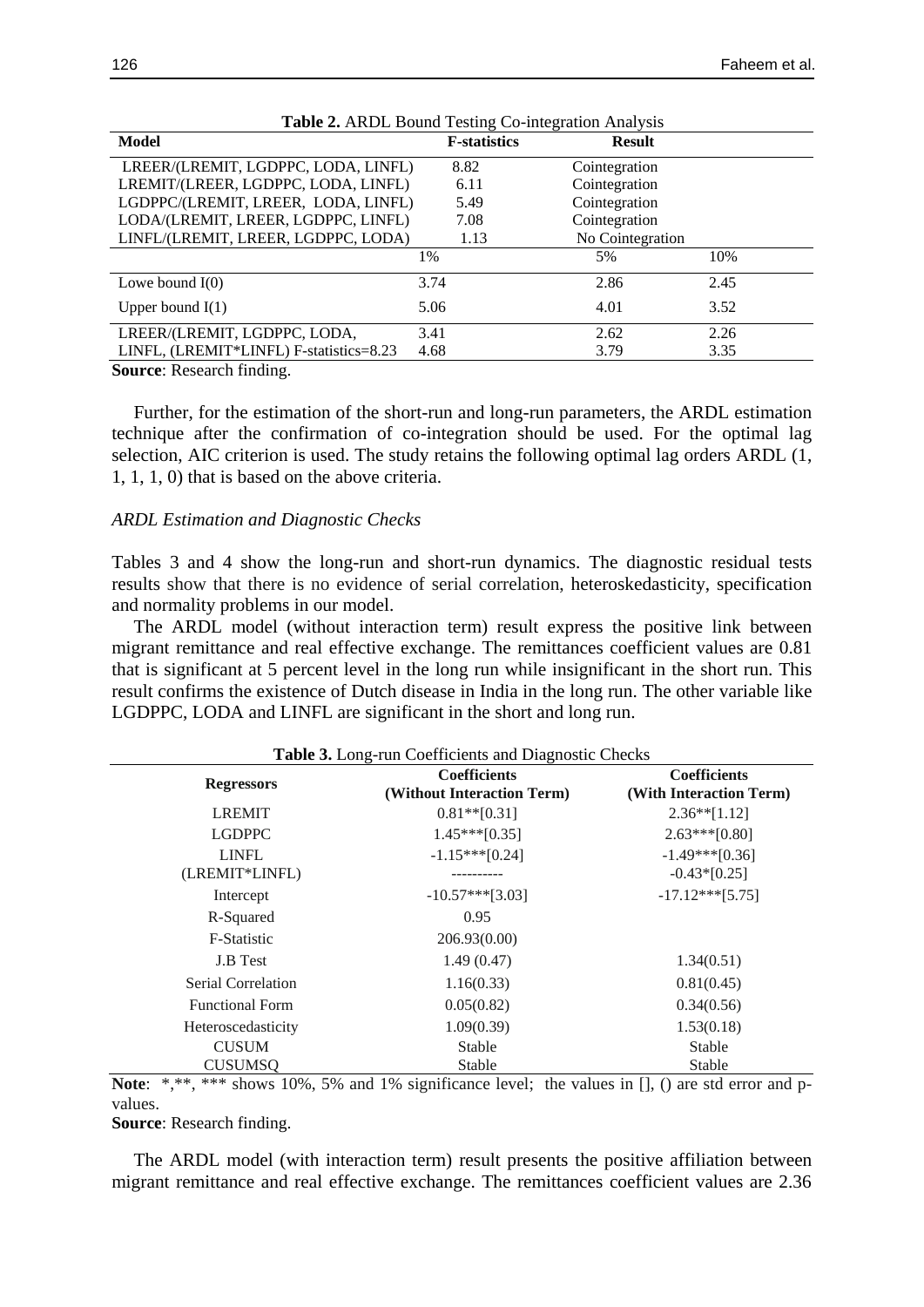**Table 2.** ARDL Bound Testing Co-integration Analysis

| Model | F-statistics | Result | |
|---|---|---|---|
| LREER/(LREMIT, LGDPPC, LODA, LINFL) | 8.82 | Cointegration | |
| LREMIT/(LREER, LGDPPC, LODA, LINFL) | 6.11 | Cointegration | |
| LGDPPC/(LREMIT, LREER, LODA, LINFL) | 5.49 | Cointegration | |
| LODA/(LREMIT, LREER, LGDPPC, LINFL) | 7.08 | Cointegration | |
| LINFL/(LREMIT, LREER, LGDPPC, LODA) | 1.13 | No Cointegration | |
| | 1% | 5% | 10% |
| Lowe bound I(0) | 3.74 | 2.86 | 2.45 |
| Upper bound I(1) | 5.06 | 4.01 | 3.52 |
| LREER/(LREMIT, LGDPPC, LODA, | 3.41 | 2.62 | 2.26 |
| LINFL, (LREMIT*LINFL) F-statistics=8.23 | 4.68 | 3.79 | 3.35 |

**Source**: Research finding.

Further, for the estimation of the short-run and long-run parameters, the ARDL estimation technique after the confirmation of co-integration should be used. For the optimal lag selection, AIC criterion is used. The study retains the following optimal lag orders ARDL (1, 1, 1, 1, 0) that is based on the above criteria.

*ARDL Estimation and Diagnostic Checks*

Tables 3 and 4 show the long-run and short-run dynamics. The diagnostic residual tests results show that there is no evidence of serial correlation, heteroskedasticity, specification and normality problems in our model.

The ARDL model (without interaction term) result express the positive link between migrant remittance and real effective exchange. The remittances coefficient values are 0.81 that is significant at 5 percent level in the long run while insignificant in the short run. This result confirms the existence of Dutch disease in India in the long run. The other variable like LGDPPC, LODA and LINFL are significant in the short and long run.

**Table 3.** Long-run Coefficients and Diagnostic Checks

| Regressors | Coefficients (Without Interaction Term) | Coefficients (With Interaction Term) |
|---|---|---|
| LREMIT | 0.81**[0.31] | 2.36**[1.12] |
| LGDPPC | 1.45***[0.35] | 2.63***[0.80] |
| LINFL | -1.15***[0.24] | -1.49***[0.36] |
| (LREMIT*LINFL) | ---------- | -0.43*[0.25] |
| Intercept | -10.57***[3.03] | -17.12***[5.75] |
| R-Squared | 0.95 | |
| F-Statistic | 206.93(0.00) | |
| J.B Test | 1.49 (0.47) | 1.34(0.51) |
| Serial Correlation | 1.16(0.33) | 0.81(0.45) |
| Functional Form | 0.05(0.82) | 0.34(0.56) |
| Heteroscedasticity | 1.09(0.39) | 1.53(0.18) |
| CUSUM | Stable | Stable |
| CUSUMSQ | Stable | Stable |

**Note**: *,**, *** shows 10%, 5% and 1% significance level; the values in [], () are std error and p-values.

**Source**: Research finding.

The ARDL model (with interaction term) result presents the positive affiliation between migrant remittance and real effective exchange. The remittances coefficient values are 2.36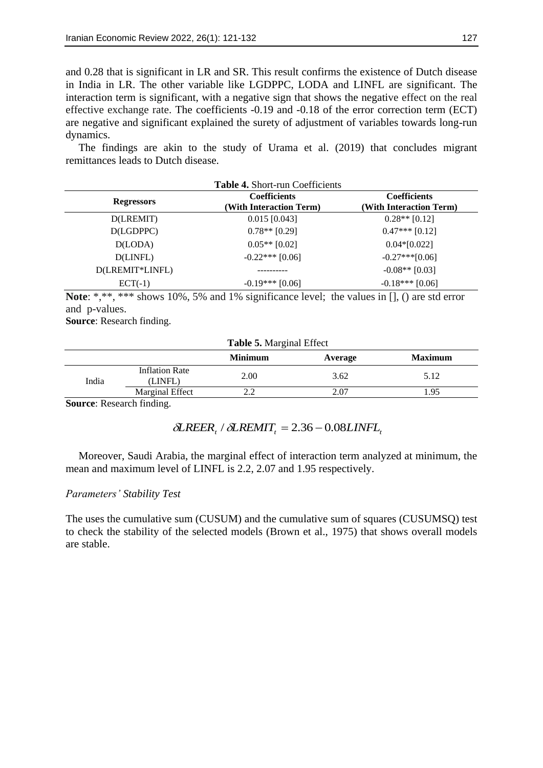and 0.28 that is significant in LR and SR. This result confirms the existence of Dutch disease in India in LR. The other variable like LGDPPC, LODA and LINFL are significant. The interaction term is significant, with a negative sign that shows the negative effect on the real effective exchange rate. The coefficients -0.19 and -0.18 of the error correction term (ECT) are negative and significant explained the surety of adjustment of variables towards long-run dynamics.

The findings are akin to the study of Urama et al. (2019) that concludes migrant remittances leads to Dutch disease.

**Table 4.** Short-run Coefficients

| Regressors | Coefficients (With Interaction Term) | Coefficients (With Interaction Term) |
|---|---|---|
| D(LREMIT) | 0.015 [0.043] | 0.28** [0.12] |
| D(LGDPPC) | 0.78** [0.29] | 0.47*** [0.12] |
| D(LODA) | 0.05** [0.02] | 0.04*[0.022] |
| D(LINFL) | -0.22*** [0.06] | -0.27***[0.06] |
| D(LREMIT*LINFL) | ---------- | -0.08** [0.03] |
| ECT(-1) | -0.19*** [0.06] | -0.18*** [0.06] |

**Note**: *,**, *** shows 10%, 5% and 1% significance level; the values in [], () are std error and p-values.

**Source**: Research finding.

**Table 5.** Marginal Effect

| | | Minimum | Average | Maximum |
|---|---|---|---|---|
| India | Inflation Rate (LINFL) | 2.00 | 3.62 | 5.12 |
| | Marginal Effect | 2.2 | 2.07 | 1.95 |

**Source**: Research finding.

$$\delta LREER_t / \delta LREMIT_t = 2.36 - 0.08 LINFL_t$$

Moreover, Saudi Arabia, the marginal effect of interaction term analyzed at minimum, the mean and maximum level of LINFL is 2.2, 2.07 and 1.95 respectively.

*Parameters' Stability Test*

The uses the cumulative sum (CUSUM) and the cumulative sum of squares (CUSUMSQ) test to check the stability of the selected models (Brown et al., 1975) that shows overall models are stable.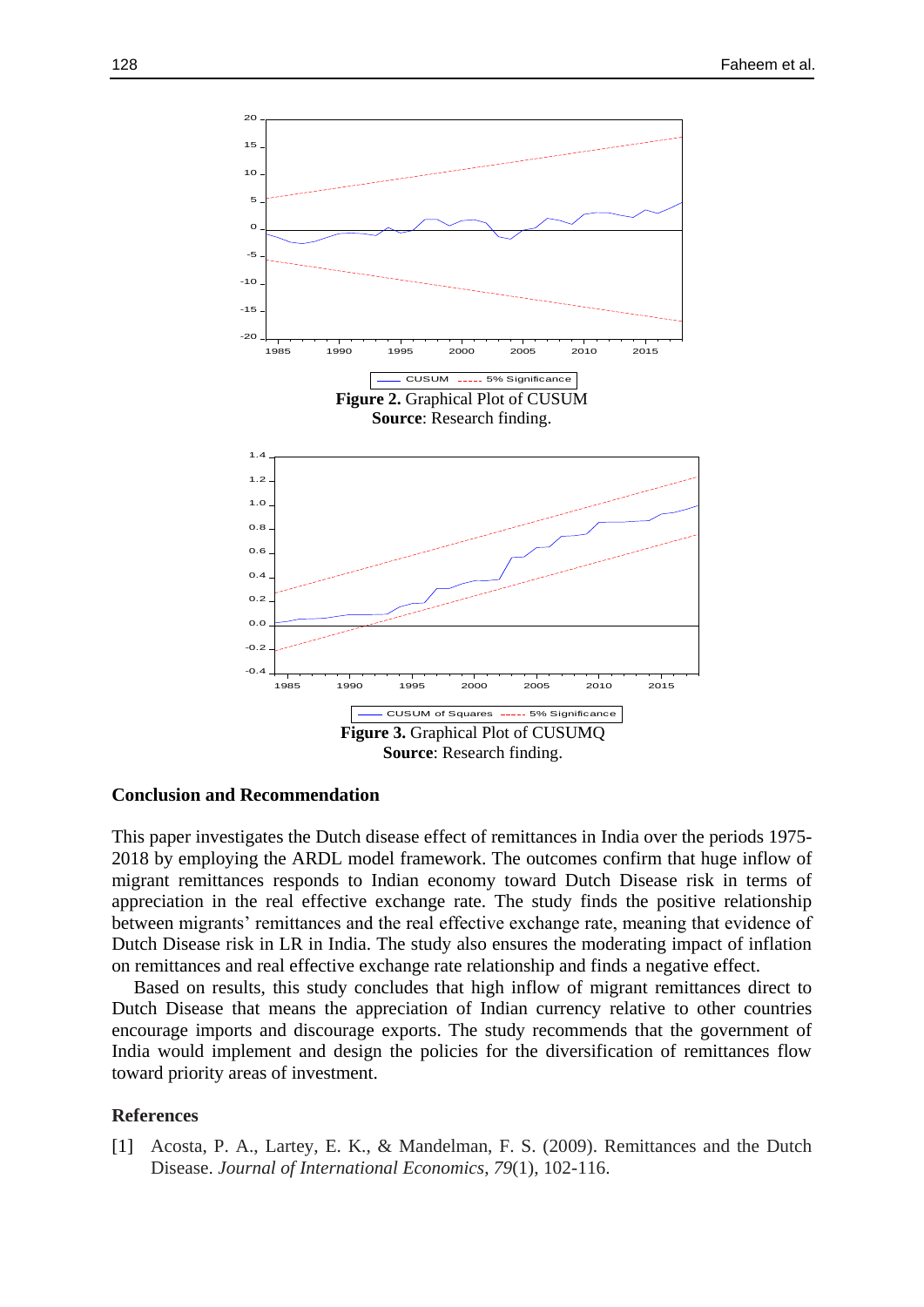Figure 2. Graphical Plot of CUSUM

**Source**: Research finding.

Figure 3. Graphical Plot of CUSUMQ

**Source**: Research finding.

## Conclusion and Recommendation

This paper investigates the Dutch disease effect of remittances in India over the periods 1975-2018 by employing the ARDL model framework. The outcomes confirm that huge inflow of migrant remittances responds to Indian economy toward Dutch Disease risk in terms of appreciation in the real effective exchange rate. The study finds the positive relationship between migrants' remittances and the real effective exchange rate, meaning that evidence of Dutch Disease risk in LR in India. The study also ensures the moderating impact of inflation on remittances and real effective exchange rate relationship and finds a negative effect.

Based on results, this study concludes that high inflow of migrant remittances direct to Dutch Disease that means the appreciation of Indian currency relative to other countries encourage imports and discourage exports. The study recommends that the government of India would implement and design the policies for the diversification of remittances flow toward priority areas of investment.

## References

[1] Acosta, P. A., Lartey, E. K., & Mandelman, F. S. (2009). Remittances and the Dutch Disease. *Journal of International Economics*, *79*(1), 102-116.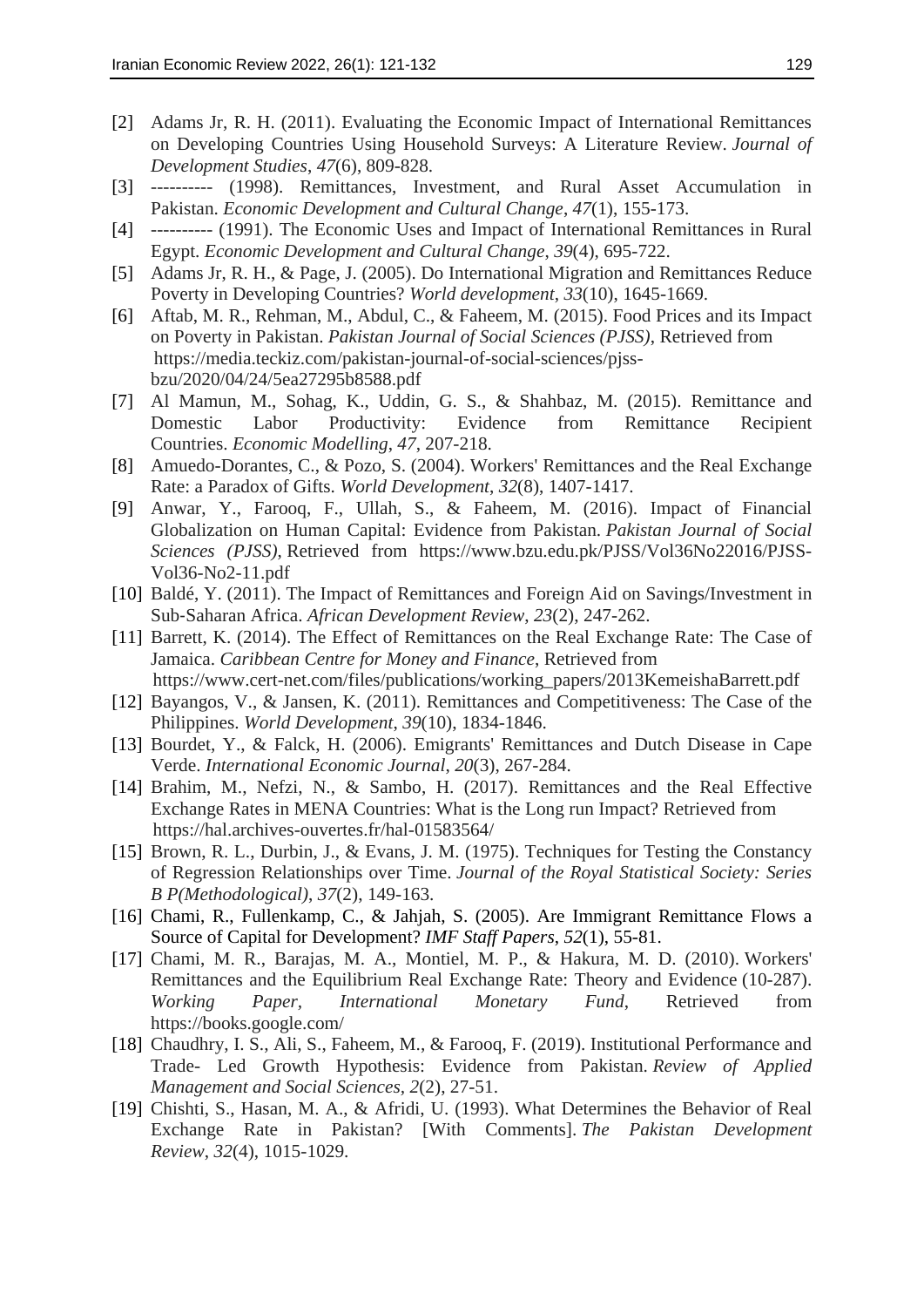[2] Adams Jr, R. H. (2011). Evaluating the Economic Impact of International Remittances on Developing Countries Using Household Surveys: A Literature Review. *Journal of Development Studies*, *47*(6), 809-828.

[3] ---------- (1998). Remittances, Investment, and Rural Asset Accumulation in Pakistan. *Economic Development and Cultural Change*, *47*(1), 155-173.

[4] ---------- (1991). The Economic Uses and Impact of International Remittances in Rural Egypt. *Economic Development and Cultural Change*, *39*(4), 695-722.

[5] Adams Jr, R. H., & Page, J. (2005). Do International Migration and Remittances Reduce Poverty in Developing Countries? *World development*, *33*(10), 1645-1669.

[6] Aftab, M. R., Rehman, M., Abdul, C., & Faheem, M. (2015). Food Prices and its Impact on Poverty in Pakistan. *Pakistan Journal of Social Sciences (PJSS)*, Retrieved from https://media.teckiz.com/pakistan-journal-of-social-sciences/pjss-bzu/2020/04/24/5ea27295b8588.pdf

[7] Al Mamun, M., Sohag, K., Uddin, G. S., & Shahbaz, M. (2015). Remittance and Domestic Labor Productivity: Evidence from Remittance Recipient Countries. *Economic Modelling*, *47*, 207-218.

[8] Amuedo-Dorantes, C., & Pozo, S. (2004). Workers' Remittances and the Real Exchange Rate: a Paradox of Gifts. *World Development*, *32*(8), 1407-1417.

[9] Anwar, Y., Farooq, F., Ullah, S., & Faheem, M. (2016). Impact of Financial Globalization on Human Capital: Evidence from Pakistan. *Pakistan Journal of Social Sciences (PJSS)*, Retrieved from https://www.bzu.edu.pk/PJSS/Vol36No22016/PJSS-Vol36-No2-11.pdf

[10] Baldé, Y. (2011). The Impact of Remittances and Foreign Aid on Savings/Investment in Sub-Saharan Africa. *African Development Review*, *23*(2), 247-262.

[11] Barrett, K. (2014). The Effect of Remittances on the Real Exchange Rate: The Case of Jamaica. *Caribbean Centre for Money and Finance*, Retrieved from https://www.cert-net.com/files/publications/working_papers/2013KemeishaBarrett.pdf

[12] Bayangos, V., & Jansen, K. (2011). Remittances and Competitiveness: The Case of the Philippines. *World Development*, *39*(10), 1834-1846.

[13] Bourdet, Y., & Falck, H. (2006). Emigrants' Remittances and Dutch Disease in Cape Verde. *International Economic Journal*, *20*(3), 267-284.

[14] Brahim, M., Nefzi, N., & Sambo, H. (2017). Remittances and the Real Effective Exchange Rates in MENA Countries: What is the Long run Impact? Retrieved from https://hal.archives-ouvertes.fr/hal-01583564/

[15] Brown, R. L., Durbin, J., & Evans, J. M. (1975). Techniques for Testing the Constancy of Regression Relationships over Time. *Journal of the Royal Statistical Society: Series B P(Methodological)*, *37*(2), 149-163.

[16] Chami, R., Fullenkamp, C., & Jahjah, S. (2005). Are Immigrant Remittance Flows a Source of Capital for Development? *IMF Staff Papers*, *52*(1), 55-81.

[17] Chami, M. R., Barajas, M. A., Montiel, M. P., & Hakura, M. D. (2010). Workers' Remittances and the Equilibrium Real Exchange Rate: Theory and Evidence (10-287). *Working Paper, International Monetary Fund*, Retrieved from https://books.google.com/

[18] Chaudhry, I. S., Ali, S., Faheem, M., & Farooq, F. (2019). Institutional Performance and Trade- Led Growth Hypothesis: Evidence from Pakistan. *Review of Applied Management and Social Sciences*, *2*(2), 27-51.

[19] Chishti, S., Hasan, M. A., & Afridi, U. (1993). What Determines the Behavior of Real Exchange Rate in Pakistan? [With Comments]. *The Pakistan Development Review*, *32*(4), 1015-1029.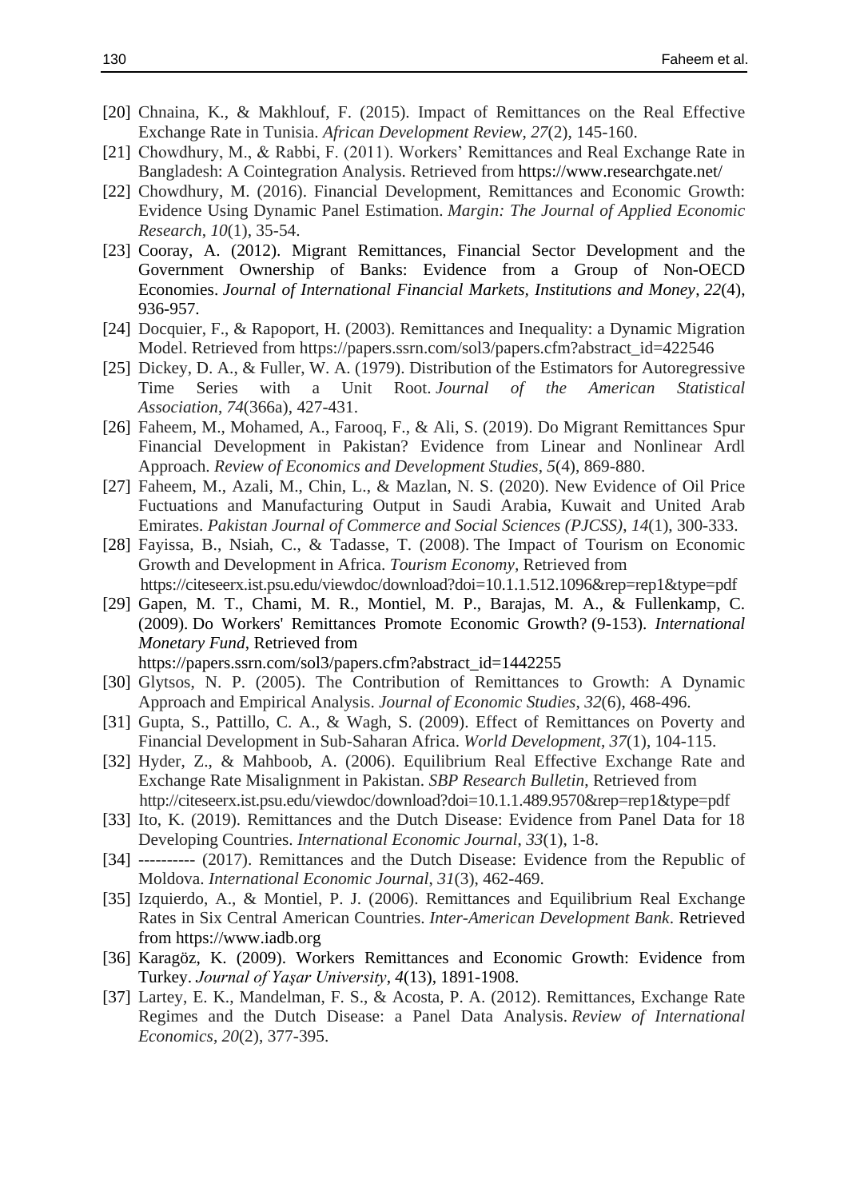[20] Chnaina, K., & Makhlouf, F. (2015). Impact of Remittances on the Real Effective Exchange Rate in Tunisia. *African Development Review*, *27*(2), 145-160.

[21] Chowdhury, M., & Rabbi, F. (2011). Workers' Remittances and Real Exchange Rate in Bangladesh: A Cointegration Analysis. Retrieved from https://www.researchgate.net/

[22] Chowdhury, M. (2016). Financial Development, Remittances and Economic Growth: Evidence Using Dynamic Panel Estimation. *Margin: The Journal of Applied Economic Research*, *10*(1), 35-54.

[23] Cooray, A. (2012). Migrant Remittances, Financial Sector Development and the Government Ownership of Banks: Evidence from a Group of Non-OECD Economies. *Journal of International Financial Markets, Institutions and Money*, *22*(4), 936-957.

[24] Docquier, F., & Rapoport, H. (2003). Remittances and Inequality: a Dynamic Migration Model. Retrieved from https://papers.ssrn.com/sol3/papers.cfm?abstract_id=422546

[25] Dickey, D. A., & Fuller, W. A. (1979). Distribution of the Estimators for Autoregressive Time Series with a Unit Root. *Journal of the American Statistical Association*, *74*(366a), 427-431.

[26] Faheem, M., Mohamed, A., Farooq, F., & Ali, S. (2019). Do Migrant Remittances Spur Financial Development in Pakistan? Evidence from Linear and Nonlinear Ardl Approach. *Review of Economics and Development Studies*, *5*(4), 869-880.

[27] Faheem, M., Azali, M., Chin, L., & Mazlan, N. S. (2020). New Evidence of Oil Price Fuctuations and Manufacturing Output in Saudi Arabia, Kuwait and United Arab Emirates. *Pakistan Journal of Commerce and Social Sciences (PJCSS)*, *14*(1), 300-333.

[28] Fayissa, B., Nsiah, C., & Tadasse, T. (2008). The Impact of Tourism on Economic Growth and Development in Africa. *Tourism Economy*, Retrieved from https://citeseerx.ist.psu.edu/viewdoc/download?doi=10.1.1.512.1096&rep=rep1&type=pdf

[29] Gapen, M. T., Chami, M. R., Montiel, M. P., Barajas, M. A., & Fullenkamp, C. (2009). Do Workers' Remittances Promote Economic Growth? (9-153). *International Monetary Fund*, Retrieved from https://papers.ssrn.com/sol3/papers.cfm?abstract_id=1442255

[30] Glytsos, N. P. (2005). The Contribution of Remittances to Growth: A Dynamic Approach and Empirical Analysis. *Journal of Economic Studies*, *32*(6), 468-496.

[31] Gupta, S., Pattillo, C. A., & Wagh, S. (2009). Effect of Remittances on Poverty and Financial Development in Sub-Saharan Africa. *World Development*, *37*(1), 104-115.

[32] Hyder, Z., & Mahboob, A. (2006). Equilibrium Real Effective Exchange Rate and Exchange Rate Misalignment in Pakistan. *SBP Research Bulletin*, Retrieved from http://citeseerx.ist.psu.edu/viewdoc/download?doi=10.1.1.489.9570&rep=rep1&type=pdf

[33] Ito, K. (2019). Remittances and the Dutch Disease: Evidence from Panel Data for 18 Developing Countries. *International Economic Journal*, *33*(1), 1-8.

[34] ---------- (2017). Remittances and the Dutch Disease: Evidence from the Republic of Moldova. *International Economic Journal*, *31*(3), 462-469.

[35] Izquierdo, A., & Montiel, P. J. (2006). Remittances and Equilibrium Real Exchange Rates in Six Central American Countries. *Inter-American Development Bank*. Retrieved from https://www.iadb.org

[36] Karagöz, K. (2009). Workers Remittances and Economic Growth: Evidence from Turkey. *Journal of Yaşar University*, *4*(13), 1891-1908.

[37] Lartey, E. K., Mandelman, F. S., & Acosta, P. A. (2012). Remittances, Exchange Rate Regimes and the Dutch Disease: a Panel Data Analysis. *Review of International Economics*, *20*(2), 377-395.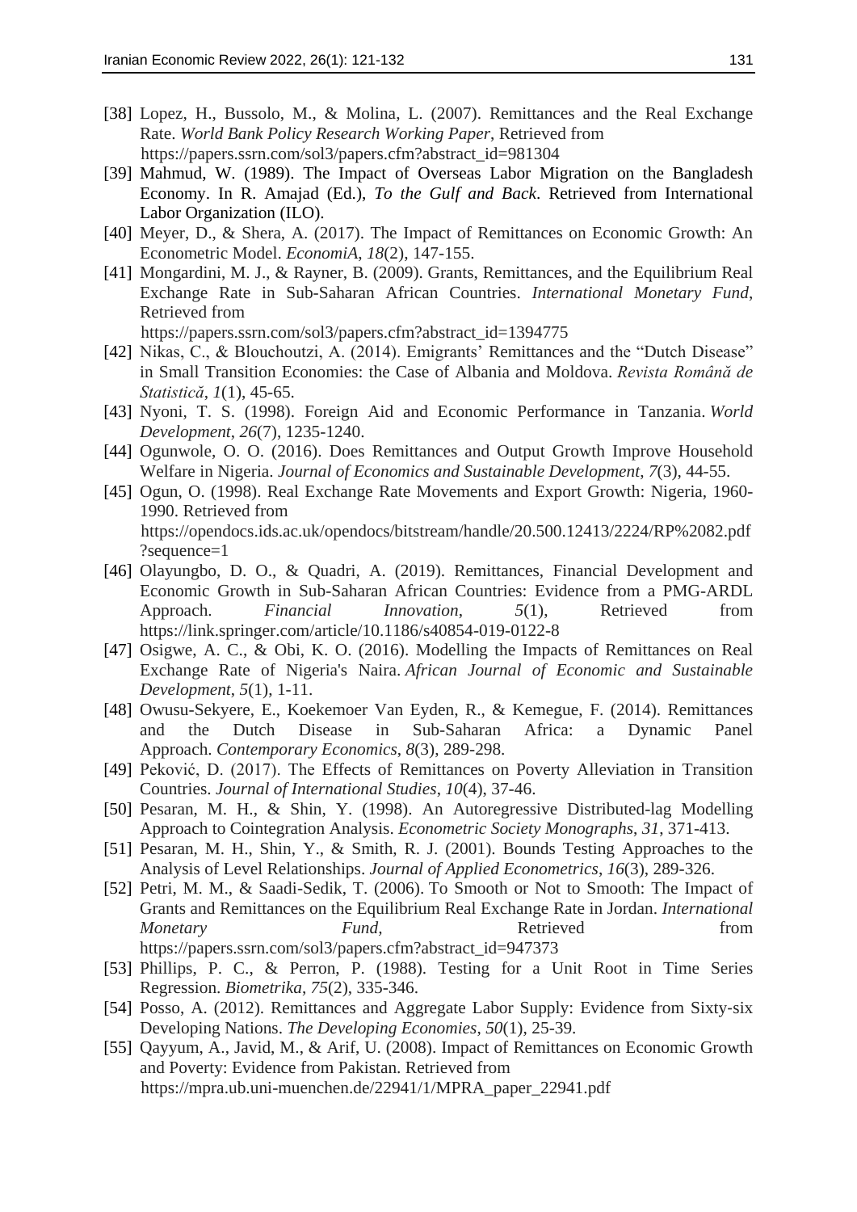[38] Lopez, H., Bussolo, M., & Molina, L. (2007). Remittances and the Real Exchange Rate. *World Bank Policy Research Working Paper*, Retrieved from https://papers.ssrn.com/sol3/papers.cfm?abstract_id=981304

[39] Mahmud, W. (1989). The Impact of Overseas Labor Migration on the Bangladesh Economy. In R. Amajad (Ed.), *To the Gulf and Back*. Retrieved from International Labor Organization (ILO).

[40] Meyer, D., & Shera, A. (2017). The Impact of Remittances on Economic Growth: An Econometric Model. *EconomiA*, *18*(2), 147-155.

[41] Mongardini, M. J., & Rayner, B. (2009). Grants, Remittances, and the Equilibrium Real Exchange Rate in Sub-Saharan African Countries. *International Monetary Fund*, Retrieved from https://papers.ssrn.com/sol3/papers.cfm?abstract_id=1394775

[42] Nikas, C., & Blouchoutzi, A. (2014). Emigrants' Remittances and the "Dutch Disease" in Small Transition Economies: the Case of Albania and Moldova. *Revista Română de Statistică*, *1*(1), 45-65.

[43] Nyoni, T. S. (1998). Foreign Aid and Economic Performance in Tanzania. *World Development*, *26*(7), 1235-1240.

[44] Ogunwole, O. O. (2016). Does Remittances and Output Growth Improve Household Welfare in Nigeria. *Journal of Economics and Sustainable Development*, *7*(3), 44-55.

[45] Ogun, O. (1998). Real Exchange Rate Movements and Export Growth: Nigeria, 1960-1990. Retrieved from https://opendocs.ids.ac.uk/opendocs/bitstream/handle/20.500.12413/2224/RP%2082.pdf?sequence=1

[46] Olayungbo, D. O., & Quadri, A. (2019). Remittances, Financial Development and Economic Growth in Sub-Saharan African Countries: Evidence from a PMG-ARDL Approach. *Financial Innovation*, *5*(1), Retrieved from https://link.springer.com/article/10.1186/s40854-019-0122-8

[47] Osigwe, A. C., & Obi, K. O. (2016). Modelling the Impacts of Remittances on Real Exchange Rate of Nigeria's Naira. *African Journal of Economic and Sustainable Development*, *5*(1), 1-11.

[48] Owusu-Sekyere, E., Koekemoer Van Eyden, R., & Kemegue, F. (2014). Remittances and the Dutch Disease in Sub-Saharan Africa: a Dynamic Panel Approach. *Contemporary Economics*, *8*(3), 289-298.

[49] Peković, D. (2017). The Effects of Remittances on Poverty Alleviation in Transition Countries. *Journal of International Studies*, *10*(4), 37-46.

[50] Pesaran, M. H., & Shin, Y. (1998). An Autoregressive Distributed-lag Modelling Approach to Cointegration Analysis. *Econometric Society Monographs*, *31*, 371-413.

[51] Pesaran, M. H., Shin, Y., & Smith, R. J. (2001). Bounds Testing Approaches to the Analysis of Level Relationships. *Journal of Applied Econometrics*, *16*(3), 289-326.

[52] Petri, M. M., & Saadi-Sedik, T. (2006). To Smooth or Not to Smooth: The Impact of Grants and Remittances on the Equilibrium Real Exchange Rate in Jordan. *International Monetary Fund*, Retrieved from https://papers.ssrn.com/sol3/papers.cfm?abstract_id=947373

[53] Phillips, P. C., & Perron, P. (1988). Testing for a Unit Root in Time Series Regression. *Biometrika*, *75*(2), 335-346.

[54] Posso, A. (2012). Remittances and Aggregate Labor Supply: Evidence from Sixty-six Developing Nations. *The Developing Economies*, *50*(1), 25-39.

[55] Qayyum, A., Javid, M., & Arif, U. (2008). Impact of Remittances on Economic Growth and Poverty: Evidence from Pakistan. Retrieved from https://mpra.ub.uni-muenchen.de/22941/1/MPRA_paper_22941.pdf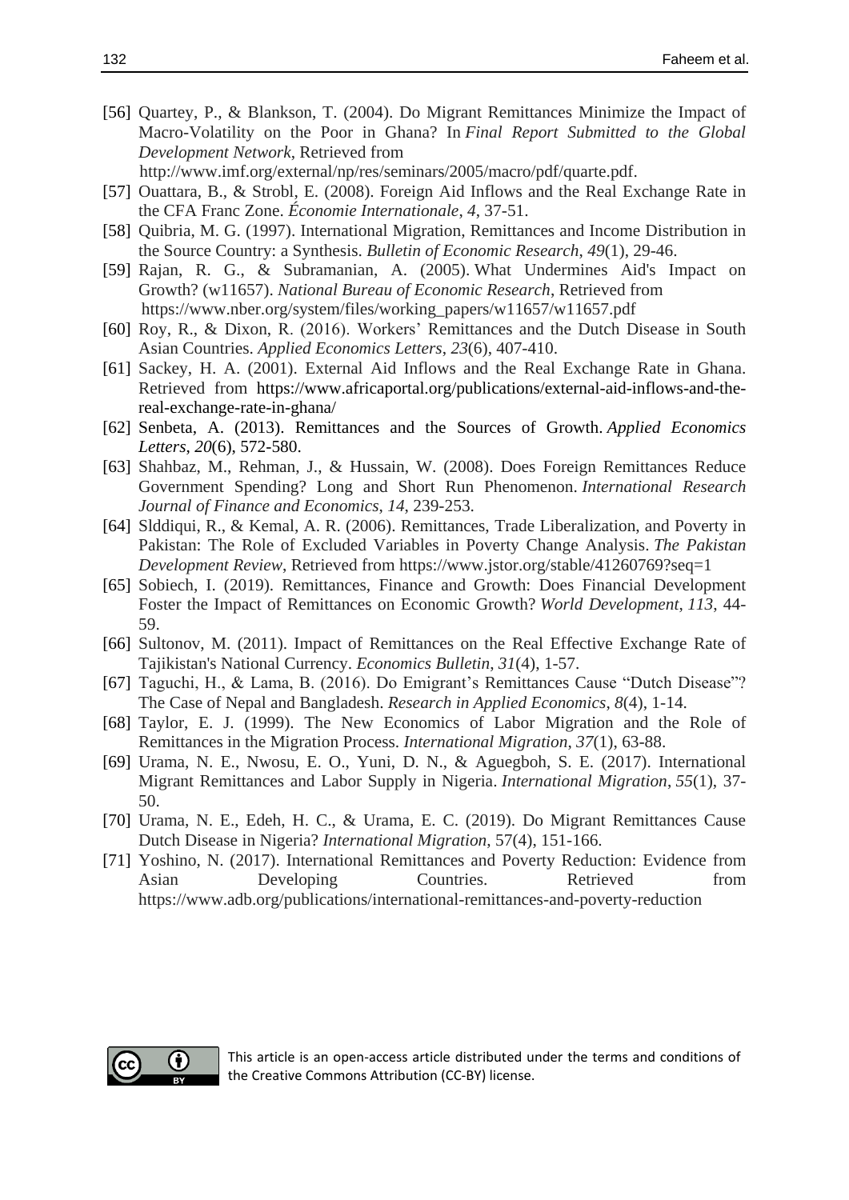[56] Quartey, P., & Blankson, T. (2004). Do Migrant Remittances Minimize the Impact of Macro-Volatility on the Poor in Ghana? In *Final Report Submitted to the Global Development Network*, Retrieved from http://www.imf.org/external/np/res/seminars/2005/macro/pdf/quarte.pdf.

[57] Ouattara, B., & Strobl, E. (2008). Foreign Aid Inflows and the Real Exchange Rate in the CFA Franc Zone. *Économie Internationale*, *4*, 37-51.

[58] Quibria, M. G. (1997). International Migration, Remittances and Income Distribution in the Source Country: a Synthesis. *Bulletin of Economic Research*, *49*(1), 29-46.

[59] Rajan, R. G., & Subramanian, A. (2005). What Undermines Aid's Impact on Growth? (w11657). *National Bureau of Economic Research*, Retrieved from https://www.nber.org/system/files/working_papers/w11657/w11657.pdf

[60] Roy, R., & Dixon, R. (2016). Workers' Remittances and the Dutch Disease in South Asian Countries. *Applied Economics Letters*, *23*(6), 407-410.

[61] Sackey, H. A. (2001). External Aid Inflows and the Real Exchange Rate in Ghana. Retrieved from https://www.africaportal.org/publications/external-aid-inflows-and-the-real-exchange-rate-in-ghana/

[62] Senbeta, A. (2013). Remittances and the Sources of Growth. *Applied Economics Letters*, *20*(6), 572-580.

[63] Shahbaz, M., Rehman, J., & Hussain, W. (2008). Does Foreign Remittances Reduce Government Spending? Long and Short Run Phenomenon. *International Research Journal of Finance and Economics*, *14*, 239-253.

[64] Slddiqui, R., & Kemal, A. R. (2006). Remittances, Trade Liberalization, and Poverty in Pakistan: The Role of Excluded Variables in Poverty Change Analysis. *The Pakistan Development Review*, Retrieved from https://www.jstor.org/stable/41260769?seq=1

[65] Sobiech, I. (2019). Remittances, Finance and Growth: Does Financial Development Foster the Impact of Remittances on Economic Growth? *World Development*, *113*, 44-59.

[66] Sultonov, M. (2011). Impact of Remittances on the Real Effective Exchange Rate of Tajikistan's National Currency. *Economics Bulletin*, *31*(4), 1-57.

[67] Taguchi, H., & Lama, B. (2016). Do Emigrant's Remittances Cause "Dutch Disease"? The Case of Nepal and Bangladesh. *Research in Applied Economics*, *8*(4), 1-14.

[68] Taylor, E. J. (1999). The New Economics of Labor Migration and the Role of Remittances in the Migration Process. *International Migration*, *37*(1), 63-88.

[69] Urama, N. E., Nwosu, E. O., Yuni, D. N., & Aguegboh, S. E. (2017). International Migrant Remittances and Labor Supply in Nigeria. *International Migration*, *55*(1), 37-50.

[70] Urama, N. E., Edeh, H. C., & Urama, E. C. (2019). Do Migrant Remittances Cause Dutch Disease in Nigeria? *International Migration*, 57(4), 151-166.

[71] Yoshino, N. (2017). International Remittances and Poverty Reduction: Evidence from Asian Developing Countries. Retrieved from https://www.adb.org/publications/international-remittances-and-poverty-reduction

This article is an open-access article distributed under the terms and conditions of the Creative Commons Attribution (CC-BY) license.